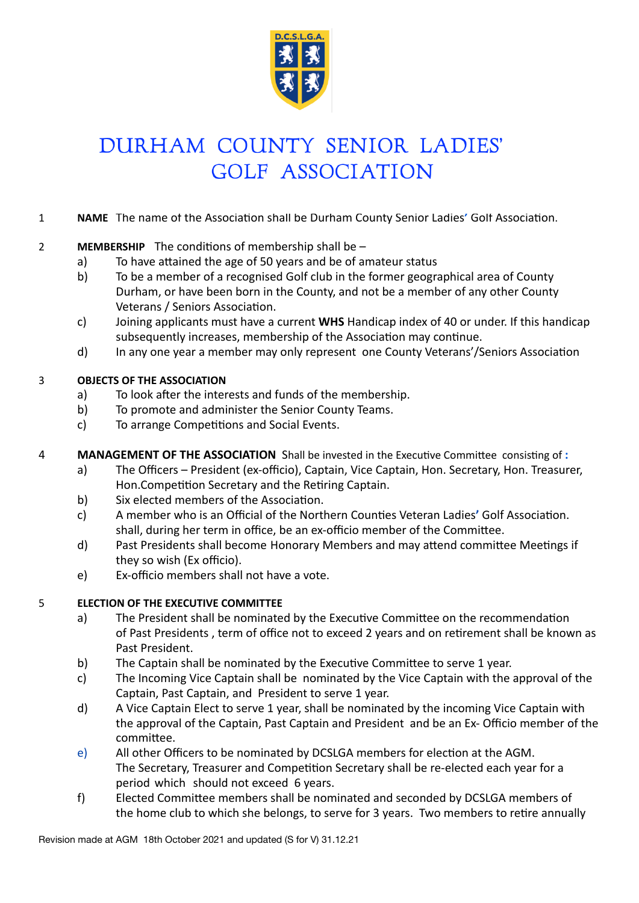D.C.S.L.G.A.

# DURHAM COUNTY SENIOR LADIES' GOLF ASSOCIATION

1 **NAME** The name of the Association shall be Durham County Senior Ladies' Golf Association.

2 **MEMBERSHIP** The conditions of membership shall be –

a) To have attained the age of 50 years and be of amateur status

b) To be a member of a recognised Golf club in the former geographical area of County Durham, or have been born in the County, and not be a member of any other County Veterans / Seniors Association.

c) Joining applicants must have a current **WHS** Handicap index of 40 or under. If this handicap subsequently increases, membership of the Association may continue.

d) In any one year a member may only represent one County Veterans'/Seniors Association

3 **OBJECTS OF THE ASSOCIATION**

a) To look after the interests and funds of the membership.

b) To promote and administer the Senior County Teams.

c) To arrange Competitions and Social Events.

4 **MANAGEMENT OF THE ASSOCIATION** Shall be invested in the Executive Committee consisting of **:**

a) The Officers – President (ex-officio), Captain, Vice Captain, Hon. Secretary, Hon. Treasurer, Hon.Competition Secretary and the Retiring Captain.

b) Six elected members of the Association.

c) A member who is an Official of the Northern Counties Veteran Ladies' Golf Association. shall, during her term in office, be an ex-officio member of the Committee.

d) Past Presidents shall become Honorary Members and may attend committee Meetings if they so wish (Ex officio).

e) Ex-officio members shall not have a vote.

5 **ELECTION OF THE EXECUTIVE COMMITTEE**

a) The President shall be nominated by the Executive Committee on the recommendation of Past Presidents , term of office not to exceed 2 years and on retirement shall be known as Past President.

b) The Captain shall be nominated by the Executive Committee to serve 1 year.

c) The Incoming Vice Captain shall be nominated by the Vice Captain with the approval of the Captain, Past Captain, and President to serve 1 year.

d) A Vice Captain Elect to serve 1 year, shall be nominated by the incoming Vice Captain with the approval of the Captain, Past Captain and President and be an Ex- Officio member of the committee.

e) All other Officers to be nominated by DCSLGA members for election at the AGM. The Secretary, Treasurer and Competition Secretary shall be re-elected each year for a period which should not exceed 6 years.

f) Elected Committee members shall be nominated and seconded by DCSLGA members of the home club to which she belongs, to serve for 3 years. Two members to retire annually

Revision made at AGM 18th October 2021 and updated (S for V) 31.12.21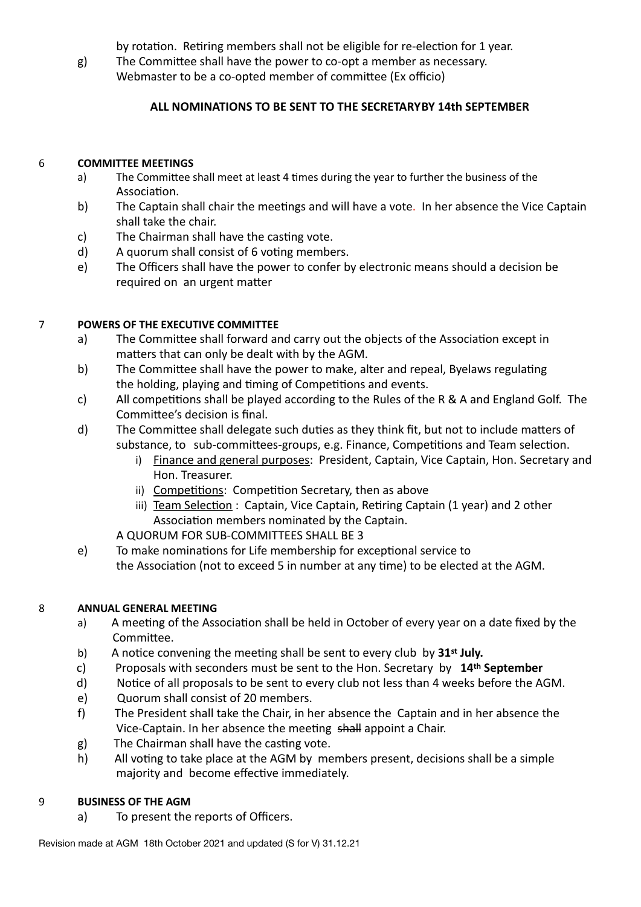by rotation. Retiring members shall not be eligible for re-election for 1 year.

g) The Committee shall have the power to co-opt a member as necessary. Webmaster to be a co-opted member of committee (Ex officio)

**ALL NOMINATIONS TO BE SENT TO THE SECRETARYBY 14th SEPTEMBER**

6 **COMMITTEE MEETINGS**

a) The Committee shall meet at least 4 times during the year to further the business of the Association.

b) The Captain shall chair the meetings and will have a vote. In her absence the Vice Captain shall take the chair.

c) The Chairman shall have the casting vote.

d) A quorum shall consist of 6 voting members.

e) The Officers shall have the power to confer by electronic means should a decision be required on an urgent matter

7 **POWERS OF THE EXECUTIVE COMMITTEE**

a) The Committee shall forward and carry out the objects of the Association except in matters that can only be dealt with by the AGM.

b) The Committee shall have the power to make, alter and repeal, Byelaws regulating the holding, playing and timing of Competitions and events.

c) All competitions shall be played according to the Rules of the R & A and England Golf. The Committee's decision is final.

d) The Committee shall delegate such duties as they think fit, but not to include matters of substance, to sub-committees-groups, e.g. Finance, Competitions and Team selection.

   i) <u>Finance and general purposes</u>: President, Captain, Vice Captain, Hon. Secretary and Hon. Treasurer.

   ii) <u>Competitions</u>: Competition Secretary, then as above

   iii) <u>Team Selection</u> : Captain, Vice Captain, Retiring Captain (1 year) and 2 other Association members nominated by the Captain.

   A QUORUM FOR SUB-COMMITTEES SHALL BE 3

e) To make nominations for Life membership for exceptional service to the Association (not to exceed 5 in number at any time) to be elected at the AGM.

8 **ANNUAL GENERAL MEETING**

a) A meeting of the Association shall be held in October of every year on a date fixed by the Committee.

b) A notice convening the meeting shall be sent to every club by **31st July.**

c) Proposals with seconders must be sent to the Hon. Secretary by **14th September**

d) Notice of all proposals to be sent to every club not less than 4 weeks before the AGM.

e) Quorum shall consist of 20 members.

f) The President shall take the Chair, in her absence the Captain and in her absence the Vice-Captain. In her absence the meeting ~~shall~~ appoint a Chair.

g) The Chairman shall have the casting vote.

h) All voting to take place at the AGM by members present, decisions shall be a simple majority and become effective immediately.

9 **BUSINESS OF THE AGM**

a) To present the reports of Officers.

Revision made at AGM 18th October 2021 and updated (S for V) 31.12.21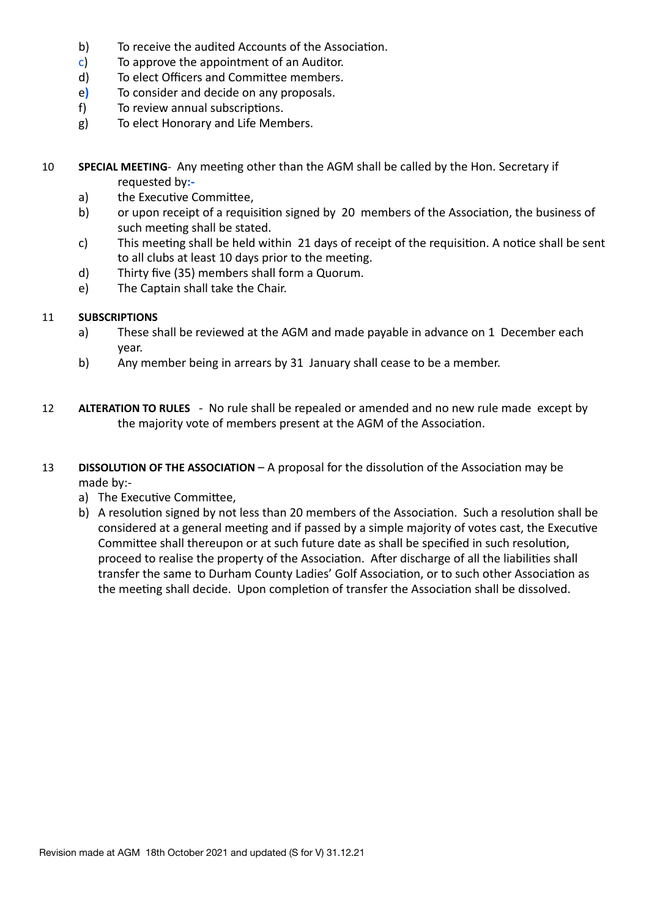b) To receive the audited Accounts of the Association.
c) To approve the appointment of an Auditor.
d) To elect Officers and Committee members.
e) To consider and decide on any proposals.
f) To review annual subscriptions.
g) To elect Honorary and Life Members.

10 **SPECIAL MEETING**- Any meeting other than the AGM shall be called by the Hon. Secretary if requested by:-

a) the Executive Committee,
b) or upon receipt of a requisition signed by 20 members of the Association, the business of such meeting shall be stated.
c) This meeting shall be held within 21 days of receipt of the requisition. A notice shall be sent to all clubs at least 10 days prior to the meeting.
d) Thirty five (35) members shall form a Quorum.
e) The Captain shall take the Chair.

11 **SUBSCRIPTIONS**

a) These shall be reviewed at the AGM and made payable in advance on 1 December each year.
b) Any member being in arrears by 31 January shall cease to be a member.

12 **ALTERATION TO RULES** - No rule shall be repealed or amended and no new rule made except by the majority vote of members present at the AGM of the Association.

13 **DISSOLUTION OF THE ASSOCIATION** – A proposal for the dissolution of the Association may be made by:-

a) The Executive Committee,
b) A resolution signed by not less than 20 members of the Association. Such a resolution shall be considered at a general meeting and if passed by a simple majority of votes cast, the Executive Committee shall thereupon or at such future date as shall be specified in such resolution, proceed to realise the property of the Association. After discharge of all the liabilities shall transfer the same to Durham County Ladies' Golf Association, or to such other Association as the meeting shall decide. Upon completion of transfer the Association shall be dissolved.

Revision made at AGM 18th October 2021 and updated (S for V) 31.12.21